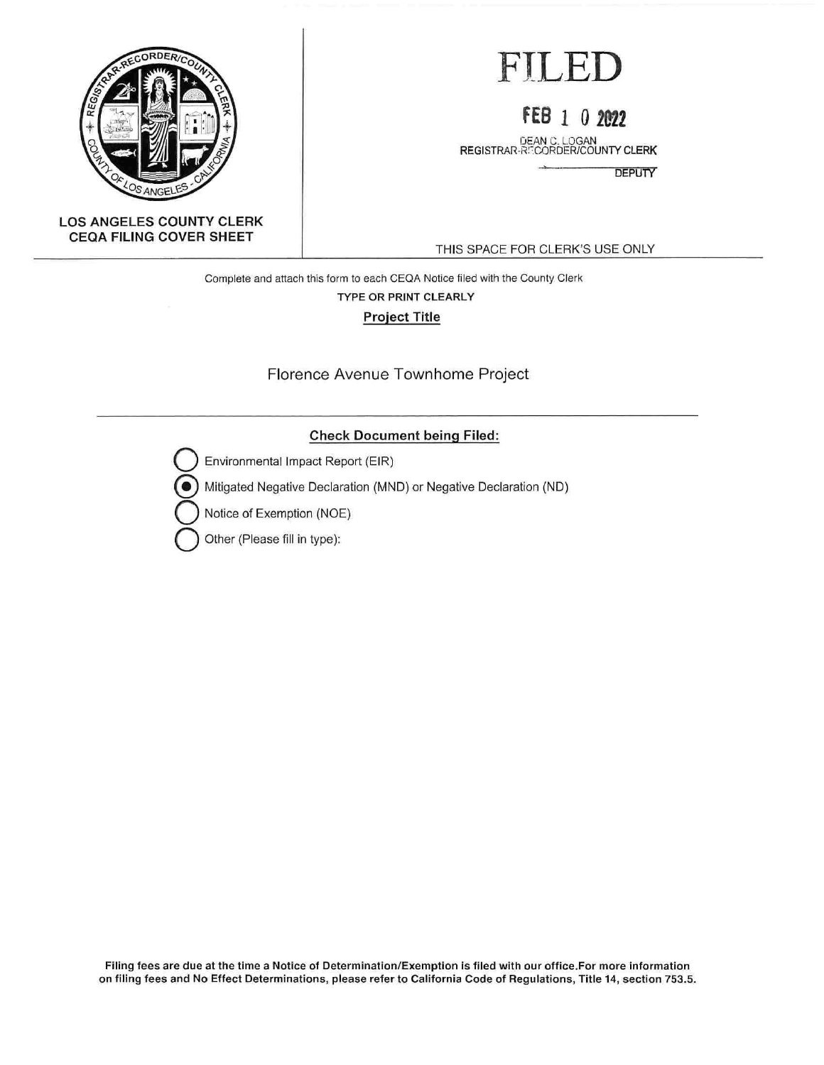**LOS ANGELES COUNTY CLERK**
**CEQA FILING COVER SHEET**

# FILED

**FEB 1 0 2022**

DEAN C. LOGAN
REGISTRAR-RECORDER/COUNTY CLERK

DEPUTY

THIS SPACE FOR CLERK'S USE ONLY

Complete and attach this form to each CEQA Notice filed with the County Clerk

TYPE OR PRINT CLEARLY

**Project Title**

Florence Avenue Townhome Project

**Check Document being Filed:**

- ○ Environmental Impact Report (EIR)
- ◉ Mitigated Negative Declaration (MND) or Negative Declaration (ND)
- ○ Notice of Exemption (NOE)
- ○ Other (Please fill in type):

**Filing fees are due at the time a Notice of Determination/Exemption is filed with our office.For more information on filing fees and No Effect Determinations, please refer to California Code of Regulations, Title 14, section 753.5.**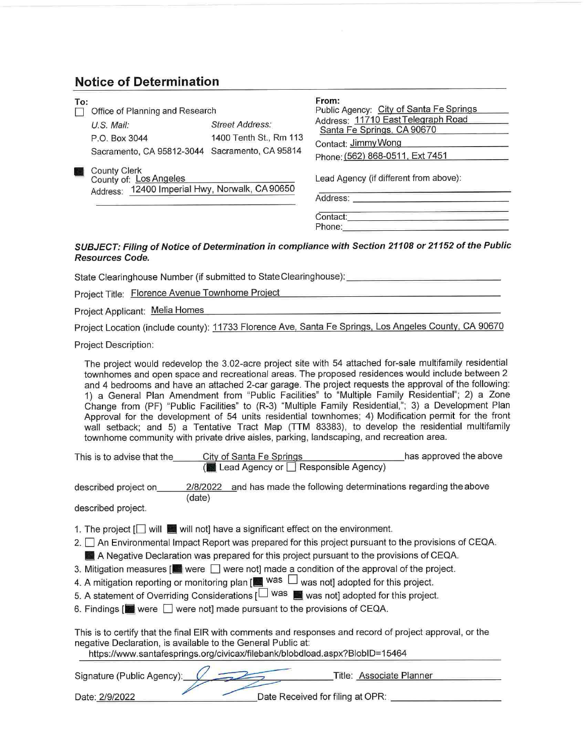## Notice of Determination

**To:**

☐ Office of Planning and Research

*U.S. Mail:*
P.O. Box 3044
Sacramento, CA 95812-3044

*Street Address:*
1400 Tenth St., Rm 113
Sacramento, CA 95814

■ County Clerk
County of: Los Angeles
Address: 12400 Imperial Hwy, Norwalk, CA 90650

**From:**

Public Agency: City of Santa Fe Springs
Address: 11710 East Telegraph Road
Santa Fe Springs, CA 90670
Contact: Jimmy Wong
Phone: (562) 868-0511, Ext 7451

Lead Agency (if different from above):

Address:

Contact:
Phone:

***SUBJECT: Filing of Notice of Determination in compliance with Section 21108 or 21152 of the Public Resources Code.***

State Clearinghouse Number (if submitted to State Clearinghouse):

Project Title: Florence Avenue Townhome Project

Project Applicant: Melia Homes

Project Location (include county): 11733 Florence Ave, Santa Fe Springs, Los Angeles County, CA 90670

Project Description:

The project would redevelop the 3.02-acre project site with 54 attached for-sale multifamily residential townhomes and open space and recreational areas. The proposed residences would include between 2 and 4 bedrooms and have an attached 2-car garage. The project requests the approval of the following: 1) a General Plan Amendment from "Public Facilities" to "Multiple Family Residential"; 2) a Zone Change from (PF) "Public Facilities" to (R-3) "Multiple Family Residential,"; 3) a Development Plan Approval for the development of 54 units residential townhomes; 4) Modification permit for the front wall setback; and 5) a Tentative Tract Map (TTM 83383), to develop the residential multifamily townhome community with private drive aisles, parking, landscaping, and recreation area.

This is to advise that the City of Santa Fe Springs has approved the above
(■ Lead Agency or ☐ Responsible Agency)

described project on 2/8/2022 and has made the following determinations regarding the above
(date)

described project.

1. The project [☐ will ■ will not] have a significant effect on the environment.
2. ☐ An Environmental Impact Report was prepared for this project pursuant to the provisions of CEQA.
   ■ A Negative Declaration was prepared for this project pursuant to the provisions of CEQA.
3. Mitigation measures [■ were ☐ were not] made a condition of the approval of the project.
4. A mitigation reporting or monitoring plan [■ was ☐ was not] adopted for this project.
5. A statement of Overriding Considerations [☐ was ■ was not] adopted for this project.
6. Findings [■ were ☐ were not] made pursuant to the provisions of CEQA.

This is to certify that the final EIR with comments and responses and record of project approval, or the negative Declaration, is available to the General Public at:
https://www.santafesprings.org/civicax/filebank/blobdload.aspx?BlobID=15464

Signature (Public Agency): [signature] Title: Associate Planner

Date: 2/9/2022 Date Received for filing at OPR: